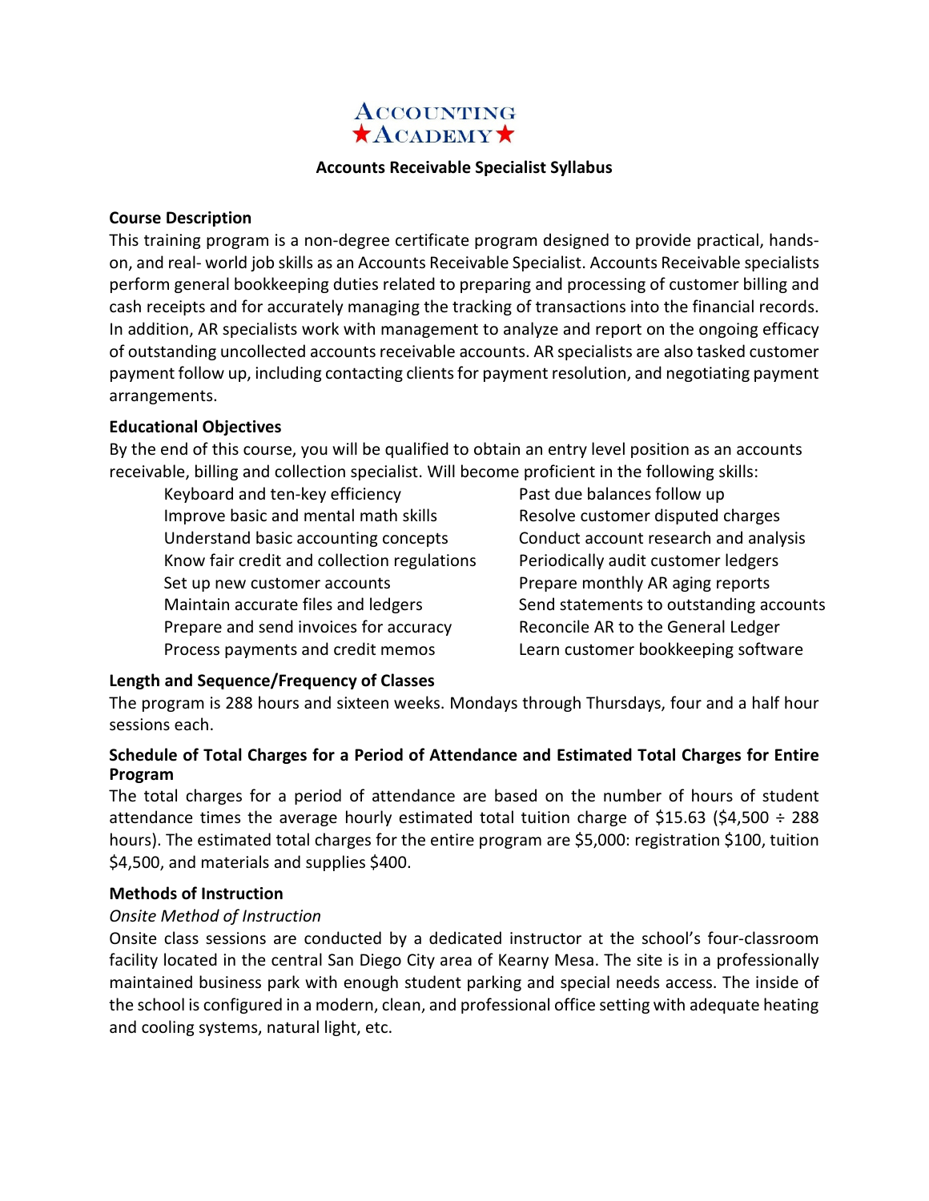# Accounting ★Academy★

## Accounts Receivable Specialist Syllabus

### Course Description

This training program is a non-degree certificate program designed to provide practical, hands-on, and real- world job skills as an Accounts Receivable Specialist. Accounts Receivable specialists perform general bookkeeping duties related to preparing and processing of customer billing and cash receipts and for accurately managing the tracking of transactions into the financial records. In addition, AR specialists work with management to analyze and report on the ongoing efficacy of outstanding uncollected accounts receivable accounts. AR specialists are also tasked customer payment follow up, including contacting clients for payment resolution, and negotiating payment arrangements.

### Educational Objectives

By the end of this course, you will be qualified to obtain an entry level position as an accounts receivable, billing and collection specialist. Will become proficient in the following skills:

- Keyboard and ten-key efficiency
- Improve basic and mental math skills
- Understand basic accounting concepts
- Know fair credit and collection regulations
- Set up new customer accounts
- Maintain accurate files and ledgers
- Prepare and send invoices for accuracy
- Process payments and credit memos
- Past due balances follow up
- Resolve customer disputed charges
- Conduct account research and analysis
- Periodically audit customer ledgers
- Prepare monthly AR aging reports
- Send statements to outstanding accounts
- Reconcile AR to the General Ledger
- Learn customer bookkeeping software

### Length and Sequence/Frequency of Classes

The program is 288 hours and sixteen weeks. Mondays through Thursdays, four and a half hour sessions each.

### Schedule of Total Charges for a Period of Attendance and Estimated Total Charges for Entire Program

The total charges for a period of attendance are based on the number of hours of student attendance times the average hourly estimated total tuition charge of $15.63 ($4,500 ÷ 288 hours). The estimated total charges for the entire program are $5,000: registration $100, tuition $4,500, and materials and supplies $400.

### Methods of Instruction

*Onsite Method of Instruction*

Onsite class sessions are conducted by a dedicated instructor at the school's four-classroom facility located in the central San Diego City area of Kearny Mesa. The site is in a professionally maintained business park with enough student parking and special needs access. The inside of the school is configured in a modern, clean, and professional office setting with adequate heating and cooling systems, natural light, etc.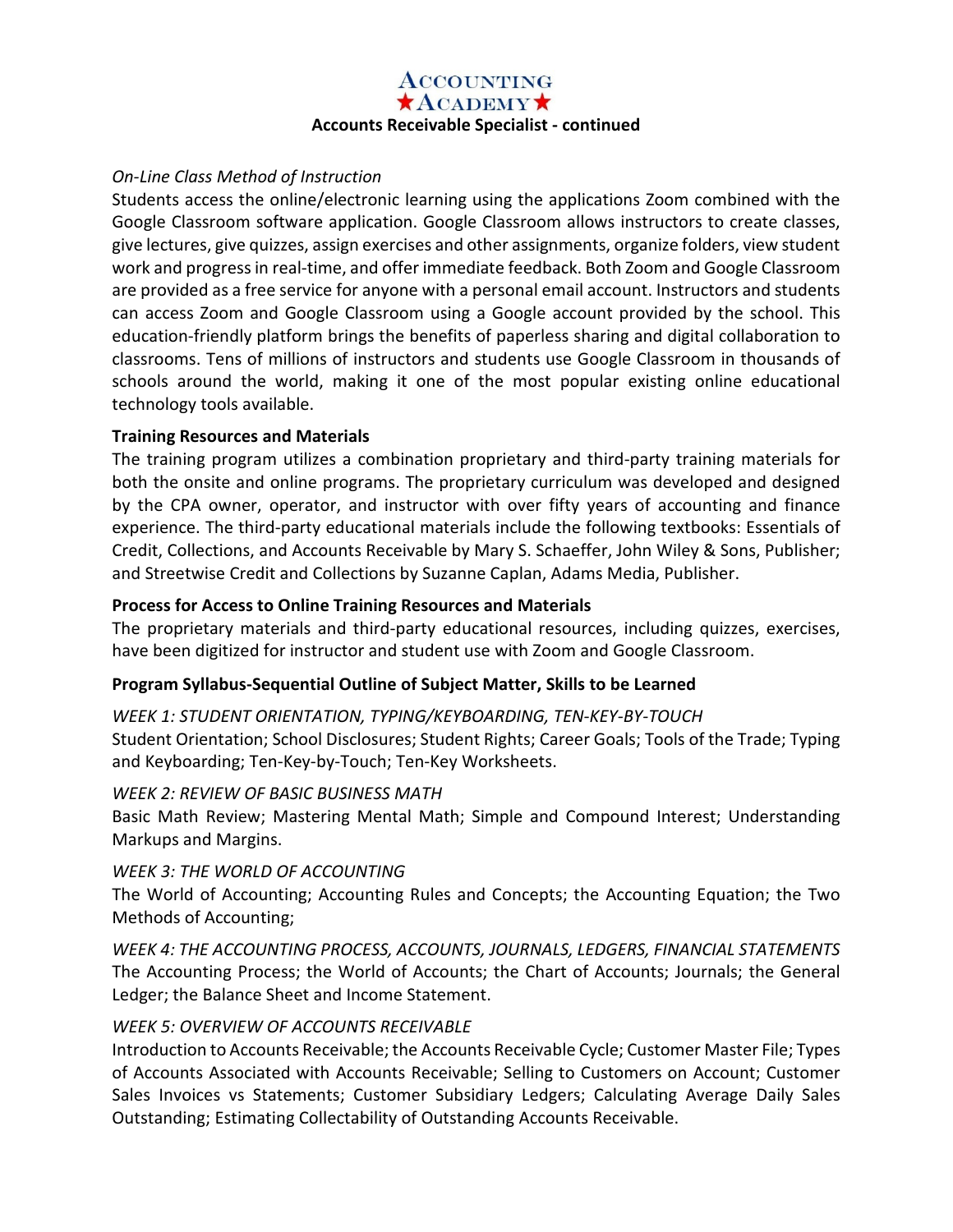*On-Line Class Method of Instruction*

Students access the online/electronic learning using the applications Zoom combined with the Google Classroom software application. Google Classroom allows instructors to create classes, give lectures, give quizzes, assign exercises and other assignments, organize folders, view student work and progress in real-time, and offer immediate feedback. Both Zoom and Google Classroom are provided as a free service for anyone with a personal email account. Instructors and students can access Zoom and Google Classroom using a Google account provided by the school. This education-friendly platform brings the benefits of paperless sharing and digital collaboration to classrooms. Tens of millions of instructors and students use Google Classroom in thousands of schools around the world, making it one of the most popular existing online educational technology tools available.

**Training Resources and Materials**

The training program utilizes a combination proprietary and third-party training materials for both the onsite and online programs. The proprietary curriculum was developed and designed by the CPA owner, operator, and instructor with over fifty years of accounting and finance experience. The third-party educational materials include the following textbooks: Essentials of Credit, Collections, and Accounts Receivable by Mary S. Schaeffer, John Wiley & Sons, Publisher; and Streetwise Credit and Collections by Suzanne Caplan, Adams Media, Publisher.

**Process for Access to Online Training Resources and Materials**

The proprietary materials and third-party educational resources, including quizzes, exercises, have been digitized for instructor and student use with Zoom and Google Classroom.

**Program Syllabus-Sequential Outline of Subject Matter, Skills to be Learned**

*WEEK 1: STUDENT ORIENTATION, TYPING/KEYBOARDING, TEN-KEY-BY-TOUCH*

Student Orientation; School Disclosures; Student Rights; Career Goals; Tools of the Trade; Typing and Keyboarding; Ten-Key-by-Touch; Ten-Key Worksheets.

*WEEK 2: REVIEW OF BASIC BUSINESS MATH*

Basic Math Review; Mastering Mental Math; Simple and Compound Interest; Understanding Markups and Margins.

*WEEK 3: THE WORLD OF ACCOUNTING*

The World of Accounting; Accounting Rules and Concepts; the Accounting Equation; the Two Methods of Accounting;

*WEEK 4: THE ACCOUNTING PROCESS, ACCOUNTS, JOURNALS, LEDGERS, FINANCIAL STATEMENTS*

The Accounting Process; the World of Accounts; the Chart of Accounts; Journals; the General Ledger; the Balance Sheet and Income Statement.

*WEEK 5: OVERVIEW OF ACCOUNTS RECEIVABLE*

Introduction to Accounts Receivable; the Accounts Receivable Cycle; Customer Master File; Types of Accounts Associated with Accounts Receivable; Selling to Customers on Account; Customer Sales Invoices vs Statements; Customer Subsidiary Ledgers; Calculating Average Daily Sales Outstanding; Estimating Collectability of Outstanding Accounts Receivable.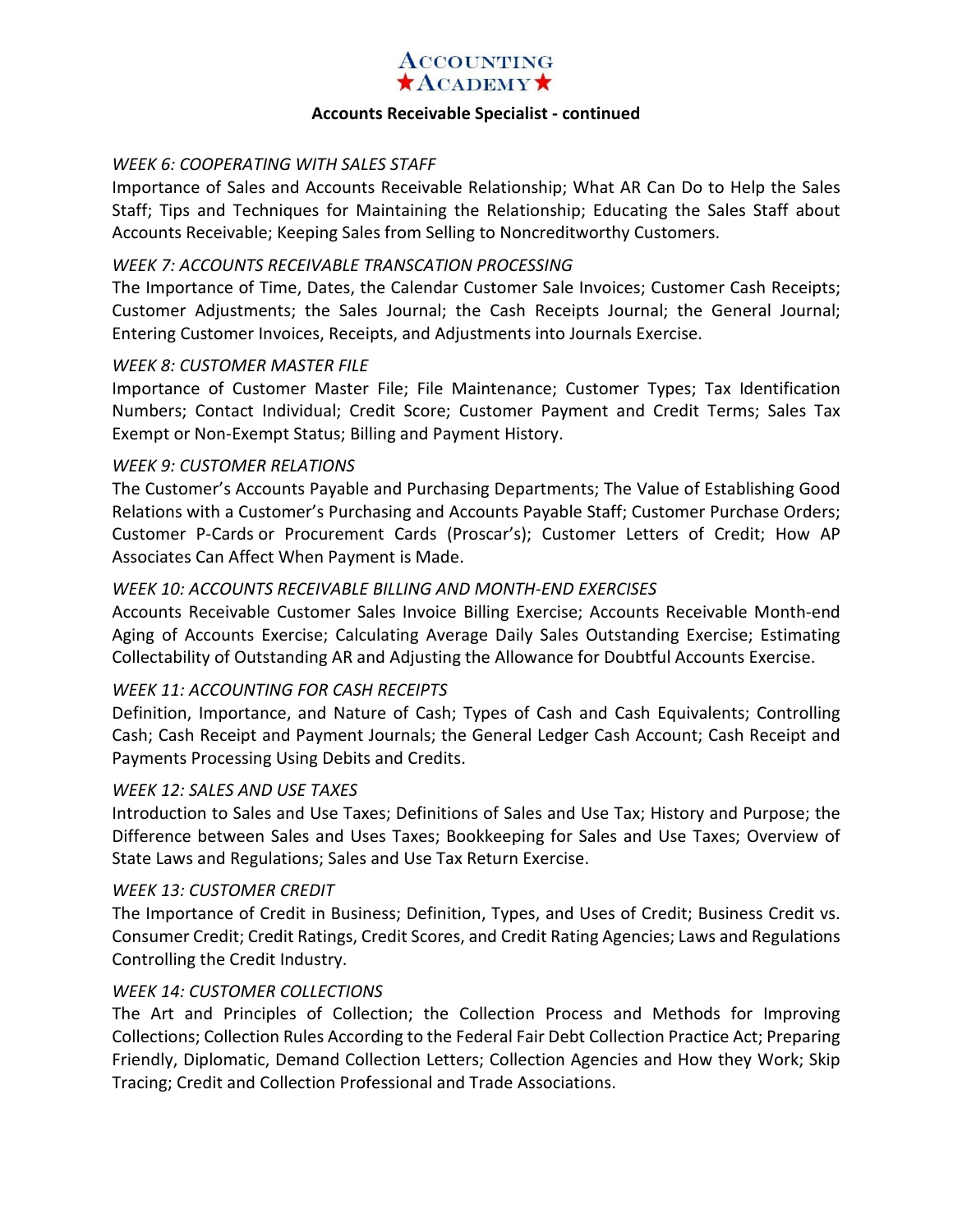**Accounts Receivable Specialist - continued**

*WEEK 6: COOPERATING WITH SALES STAFF*

Importance of Sales and Accounts Receivable Relationship; What AR Can Do to Help the Sales Staff; Tips and Techniques for Maintaining the Relationship; Educating the Sales Staff about Accounts Receivable; Keeping Sales from Selling to Noncreditworthy Customers.

*WEEK 7: ACCOUNTS RECEIVABLE TRANSCATION PROCESSING*

The Importance of Time, Dates, the Calendar Customer Sale Invoices; Customer Cash Receipts; Customer Adjustments; the Sales Journal; the Cash Receipts Journal; the General Journal; Entering Customer Invoices, Receipts, and Adjustments into Journals Exercise.

*WEEK 8: CUSTOMER MASTER FILE*

Importance of Customer Master File; File Maintenance; Customer Types; Tax Identification Numbers; Contact Individual; Credit Score; Customer Payment and Credit Terms; Sales Tax Exempt or Non-Exempt Status; Billing and Payment History.

*WEEK 9: CUSTOMER RELATIONS*

The Customer's Accounts Payable and Purchasing Departments; The Value of Establishing Good Relations with a Customer's Purchasing and Accounts Payable Staff; Customer Purchase Orders; Customer P-Cards or Procurement Cards (Proscar's); Customer Letters of Credit; How AP Associates Can Affect When Payment is Made.

*WEEK 10: ACCOUNTS RECEIVABLE BILLING AND MONTH-END EXERCISES*

Accounts Receivable Customer Sales Invoice Billing Exercise; Accounts Receivable Month-end Aging of Accounts Exercise; Calculating Average Daily Sales Outstanding Exercise; Estimating Collectability of Outstanding AR and Adjusting the Allowance for Doubtful Accounts Exercise.

*WEEK 11: ACCOUNTING FOR CASH RECEIPTS*

Definition, Importance, and Nature of Cash; Types of Cash and Cash Equivalents; Controlling Cash; Cash Receipt and Payment Journals; the General Ledger Cash Account; Cash Receipt and Payments Processing Using Debits and Credits.

*WEEK 12: SALES AND USE TAXES*

Introduction to Sales and Use Taxes; Definitions of Sales and Use Tax; History and Purpose; the Difference between Sales and Uses Taxes; Bookkeeping for Sales and Use Taxes; Overview of State Laws and Regulations; Sales and Use Tax Return Exercise.

*WEEK 13: CUSTOMER CREDIT*

The Importance of Credit in Business; Definition, Types, and Uses of Credit; Business Credit vs. Consumer Credit; Credit Ratings, Credit Scores, and Credit Rating Agencies; Laws and Regulations Controlling the Credit Industry.

*WEEK 14: CUSTOMER COLLECTIONS*

The Art and Principles of Collection; the Collection Process and Methods for Improving Collections; Collection Rules According to the Federal Fair Debt Collection Practice Act; Preparing Friendly, Diplomatic, Demand Collection Letters; Collection Agencies and How they Work; Skip Tracing; Credit and Collection Professional and Trade Associations.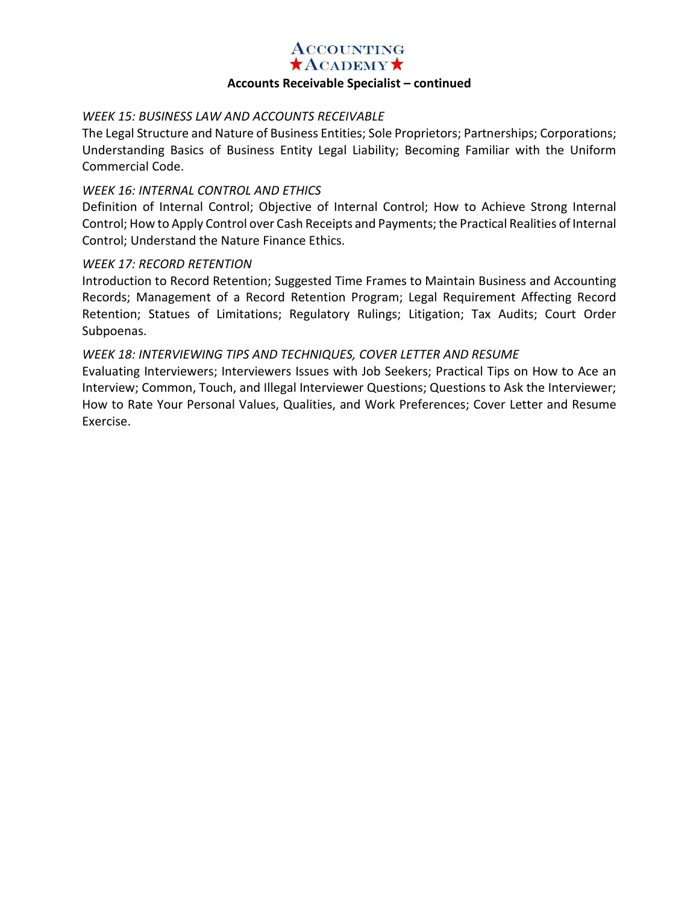**Accounts Receivable Specialist – continued**

*WEEK 15: BUSINESS LAW AND ACCOUNTS RECEIVABLE*

The Legal Structure and Nature of Business Entities; Sole Proprietors; Partnerships; Corporations; Understanding Basics of Business Entity Legal Liability; Becoming Familiar with the Uniform Commercial Code.

*WEEK 16: INTERNAL CONTROL AND ETHICS*

Definition of Internal Control; Objective of Internal Control; How to Achieve Strong Internal Control; How to Apply Control over Cash Receipts and Payments; the Practical Realities of Internal Control; Understand the Nature Finance Ethics.

*WEEK 17: RECORD RETENTION*

Introduction to Record Retention; Suggested Time Frames to Maintain Business and Accounting Records; Management of a Record Retention Program; Legal Requirement Affecting Record Retention; Statues of Limitations; Regulatory Rulings; Litigation; Tax Audits; Court Order Subpoenas.

*WEEK 18: INTERVIEWING TIPS AND TECHNIQUES, COVER LETTER AND RESUME*

Evaluating Interviewers; Interviewers Issues with Job Seekers; Practical Tips on How to Ace an Interview; Common, Touch, and Illegal Interviewer Questions; Questions to Ask the Interviewer; How to Rate Your Personal Values, Qualities, and Work Preferences; Cover Letter and Resume Exercise.